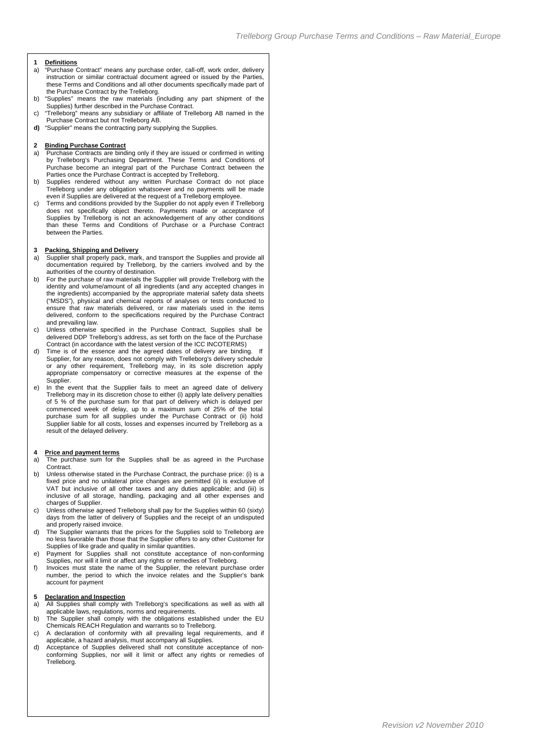**1 Definitions**

a) "Purchase Contract" means any purchase order, call-off, work order, delivery instruction or similar contractual document agreed or issued by the Parties, these Terms and Conditions and all other documents specifically made part of the Purchase Contract by the Trelleborg.

b) "Supplies" means the raw materials (including any part shipment of the Supplies) further described in the Purchase Contract.

c) "Trelleborg" means any subsidiary or affiliate of Trelleborg AB named in the Purchase Contract but not Trelleborg AB.

**d)** "Supplier" means the contracting party supplying the Supplies.

**2 Binding Purchase Contract**

a) Purchase Contracts are binding only if they are issued or confirmed in writing by Trelleborg's Purchasing Department. These Terms and Conditions of Purchase become an integral part of the Purchase Contract between the Parties once the Purchase Contract is accepted by Trelleborg.

b) Supplies rendered without any written Purchase Contract do not place Trelleborg under any obligation whatsoever and no payments will be made even if Supplies are delivered at the request of a Trelleborg employee.

c) Terms and conditions provided by the Supplier do not apply even if Trelleborg does not specifically object thereto. Payments made or acceptance of Supplies by Trelleborg is not an acknowledgement of any other conditions than these Terms and Conditions of Purchase or a Purchase Contract between the Parties.

**3 Packing, Shipping and Delivery**

a) Supplier shall properly pack, mark, and transport the Supplies and provide all documentation required by Trelleborg, by the carriers involved and by the authorities of the country of destination.

b) For the purchase of raw materials the Supplier will provide Trelleborg with the identity and volume/amount of all ingredients (and any accepted changes in the ingredients) accompanied by the appropriate material safety data sheets ("MSDS"), physical and chemical reports of analyses or tests conducted to ensure that raw materials delivered, or raw materials used in the items delivered, conform to the specifications required by the Purchase Contract and prevailing law.

c) Unless otherwise specified in the Purchase Contract, Supplies shall be delivered DDP Trelleborg's address, as set forth on the face of the Purchase Contract (in accordance with the latest version of the ICC INCOTERMS)

d) Time is of the essence and the agreed dates of delivery are binding. If Supplier, for any reason, does not comply with Trelleborg's delivery schedule or any other requirement, Trelleborg may, in its sole discretion apply appropriate compensatory or corrective measures at the expense of the Supplier.

e) In the event that the Supplier fails to meet an agreed date of delivery Trelleborg may in its discretion chose to either (i) apply late delivery penalties of 5 % of the purchase sum for that part of delivery which is delayed per commenced week of delay, up to a maximum sum of 25% of the total purchase sum for all supplies under the Purchase Contract or (ii) hold Supplier liable for all costs, losses and expenses incurred by Trelleborg as a result of the delayed delivery.

**4 Price and payment terms**

a) The purchase sum for the Supplies shall be as agreed in the Purchase Contract.

b) Unless otherwise stated in the Purchase Contract, the purchase price: (i) is a fixed price and no unilateral price changes are permitted (ii) is exclusive of VAT but inclusive of all other taxes and any duties applicable; and (iii) is inclusive of all storage, handling, packaging and all other expenses and charges of Supplier.

c) Unless otherwise agreed Trelleborg shall pay for the Supplies within 60 (sixty) days from the latter of delivery of Supplies and the receipt of an undisputed and properly raised invoice.

d) The Supplier warrants that the prices for the Supplies sold to Trelleborg are no less favorable than those that the Supplier offers to any other Customer for Supplies of like grade and quality in similar quantities.

e) Payment for Supplies shall not constitute acceptance of non-conforming Supplies, nor will it limit or affect any rights or remedies of Trelleborg.

f) Invoices must state the name of the Supplier, the relevant purchase order number, the period to which the invoice relates and the Supplier's bank account for payment

**5 Declaration and Inspection**

a) All Supplies shall comply with Trelleborg's specifications as well as with all applicable laws, regulations, norms and requirements.

b) The Supplier shall comply with the obligations established under the EU Chemicals REACH Regulation and warrants so to Trelleborg.

c) A declaration of conformity with all prevailing legal requirements, and if applicable, a hazard analysis, must accompany all Supplies.

d) Acceptance of Supplies delivered shall not constitute acceptance of non-conforming Supplies, nor will it limit or affect any rights or remedies of Trelleborg.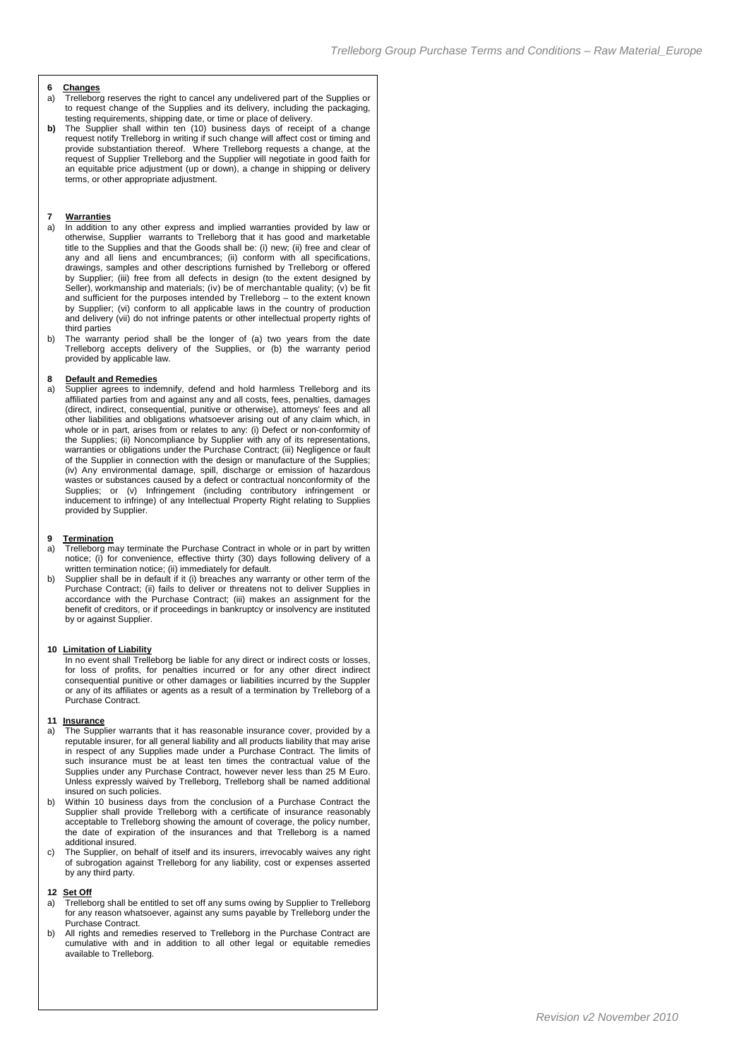## 6 Changes

a) Trelleborg reserves the right to cancel any undelivered part of the Supplies or to request change of the Supplies and its delivery, including the packaging, testing requirements, shipping date, or time or place of delivery.

**b)** The Supplier shall within ten (10) business days of receipt of a change request notify Trelleborg in writing if such change will affect cost or timing and provide substantiation thereof. Where Trelleborg requests a change, at the request of Supplier Trelleborg and the Supplier will negotiate in good faith for an equitable price adjustment (up or down), a change in shipping or delivery terms, or other appropriate adjustment.

## 7 Warranties

a) In addition to any other express and implied warranties provided by law or otherwise, Supplier warrants to Trelleborg that it has good and marketable title to the Supplies and that the Goods shall be: (i) new; (ii) free and clear of any and all liens and encumbrances; (ii) conform with all specifications, drawings, samples and other descriptions furnished by Trelleborg or offered by Supplier; (iii) free from all defects in design (to the extent designed by Seller), workmanship and materials; (iv) be of merchantable quality; (v) be fit and sufficient for the purposes intended by Trelleborg – to the extent known by Supplier; (vi) conform to all applicable laws in the country of production and delivery (vii) do not infringe patents or other intellectual property rights of third parties

b) The warranty period shall be the longer of (a) two years from the date Trelleborg accepts delivery of the Supplies, or (b) the warranty period provided by applicable law.

## 8 Default and Remedies

a) Supplier agrees to indemnify, defend and hold harmless Trelleborg and its affiliated parties from and against any and all costs, fees, penalties, damages (direct, indirect, consequential, punitive or otherwise), attorneys' fees and all other liabilities and obligations whatsoever arising out of any claim which, in whole or in part, arises from or relates to any: (i) Defect or non-conformity of the Supplies; (ii) Noncompliance by Supplier with any of its representations, warranties or obligations under the Purchase Contract; (iii) Negligence or fault of the Supplier in connection with the design or manufacture of the Supplies; (iv) Any environmental damage, spill, discharge or emission of hazardous wastes or substances caused by a defect or contractual nonconformity of the Supplies; or (v) Infringement (including contributory infringement or inducement to infringe) of any Intellectual Property Right relating to Supplies provided by Supplier.

## 9 Termination

a) Trelleborg may terminate the Purchase Contract in whole or in part by written notice; (i) for convenience, effective thirty (30) days following delivery of a written termination notice; (ii) immediately for default.

b) Supplier shall be in default if it (i) breaches any warranty or other term of the Purchase Contract; (ii) fails to deliver or threatens not to deliver Supplies in accordance with the Purchase Contract; (iii) makes an assignment for the benefit of creditors, or if proceedings in bankruptcy or insolvency are instituted by or against Supplier.

## 10 Limitation of Liability

In no event shall Trelleborg be liable for any direct or indirect costs or losses, for loss of profits, for penalties incurred or for any other direct indirect consequential punitive or other damages or liabilities incurred by the Suppler or any of its affiliates or agents as a result of a termination by Trelleborg of a Purchase Contract.

## 11 Insurance

a) The Supplier warrants that it has reasonable insurance cover, provided by a reputable insurer, for all general liability and all products liability that may arise in respect of any Supplies made under a Purchase Contract. The limits of such insurance must be at least ten times the contractual value of the Supplies under any Purchase Contract, however never less than 25 M Euro. Unless expressly waived by Trelleborg, Trelleborg shall be named additional insured on such policies.

b) Within 10 business days from the conclusion of a Purchase Contract the Supplier shall provide Trelleborg with a certificate of insurance reasonably acceptable to Trelleborg showing the amount of coverage, the policy number, the date of expiration of the insurances and that Trelleborg is a named additional insured.

c) The Supplier, on behalf of itself and its insurers, irrevocably waives any right of subrogation against Trelleborg for any liability, cost or expenses asserted by any third party.

## 12 Set Off

a) Trelleborg shall be entitled to set off any sums owing by Supplier to Trelleborg for any reason whatsoever, against any sums payable by Trelleborg under the Purchase Contract.

b) All rights and remedies reserved to Trelleborg in the Purchase Contract are cumulative with and in addition to all other legal or equitable remedies available to Trelleborg.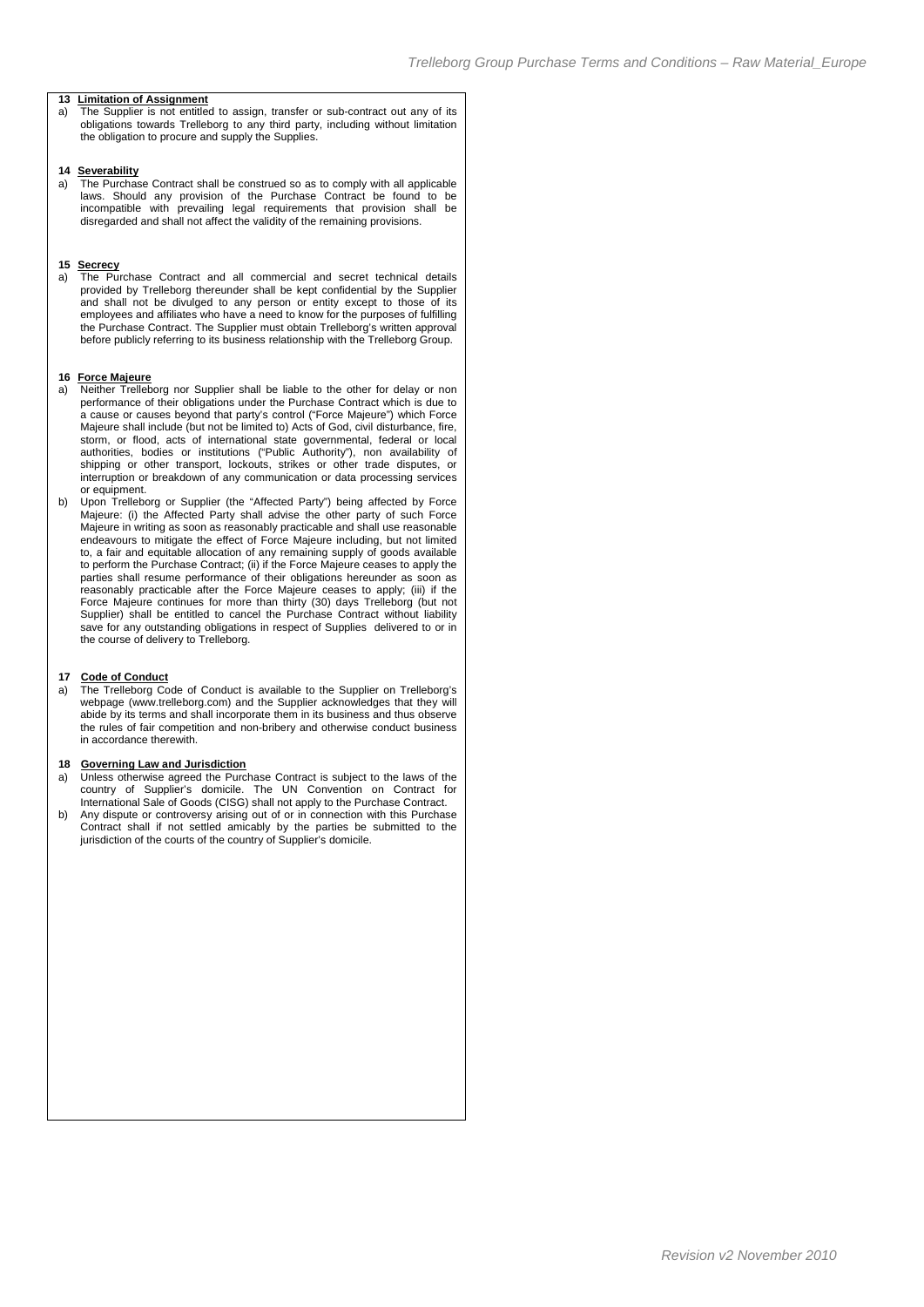**13 Limitation of Assignment**

a) The Supplier is not entitled to assign, transfer or sub-contract out any of its obligations towards Trelleborg to any third party, including without limitation the obligation to procure and supply the Supplies.

**14 Severability**

a) The Purchase Contract shall be construed so as to comply with all applicable laws. Should any provision of the Purchase Contract be found to be incompatible with prevailing legal requirements that provision shall be disregarded and shall not affect the validity of the remaining provisions.

**15 Secrecy**

a) The Purchase Contract and all commercial and secret technical details provided by Trelleborg thereunder shall be kept confidential by the Supplier and shall not be divulged to any person or entity except to those of its employees and affiliates who have a need to know for the purposes of fulfilling the Purchase Contract. The Supplier must obtain Trelleborg's written approval before publicly referring to its business relationship with the Trelleborg Group.

**16 Force Majeure**

a) Neither Trelleborg nor Supplier shall be liable to the other for delay or non performance of their obligations under the Purchase Contract which is due to a cause or causes beyond that party's control ("Force Majeure") which Force Majeure shall include (but not be limited to) Acts of God, civil disturbance, fire, storm, or flood, acts of international state governmental, federal or local authorities, bodies or institutions ("Public Authority"), non availability of shipping or other transport, lockouts, strikes or other trade disputes, or interruption or breakdown of any communication or data processing services or equipment.

b) Upon Trelleborg or Supplier (the "Affected Party") being affected by Force Majeure: (i) the Affected Party shall advise the other party of such Force Majeure in writing as soon as reasonably practicable and shall use reasonable endeavours to mitigate the effect of Force Majeure including, but not limited to, a fair and equitable allocation of any remaining supply of goods available to perform the Purchase Contract; (ii) if the Force Majeure ceases to apply the parties shall resume performance of their obligations hereunder as soon as reasonably practicable after the Force Majeure ceases to apply; (iii) if the Force Majeure continues for more than thirty (30) days Trelleborg (but not Supplier) shall be entitled to cancel the Purchase Contract without liability save for any outstanding obligations in respect of Supplies delivered to or in the course of delivery to Trelleborg.

**17 Code of Conduct**

a) The Trelleborg Code of Conduct is available to the Supplier on Trelleborg's webpage (www.trelleborg.com) and the Supplier acknowledges that they will abide by its terms and shall incorporate them in its business and thus observe the rules of fair competition and non-bribery and otherwise conduct business in accordance therewith.

**18 Governing Law and Jurisdiction**

a) Unless otherwise agreed the Purchase Contract is subject to the laws of the country of Supplier's domicile. The UN Convention on Contract for International Sale of Goods (CISG) shall not apply to the Purchase Contract.

b) Any dispute or controversy arising out of or in connection with this Purchase Contract shall if not settled amicably by the parties be submitted to the jurisdiction of the courts of the country of Supplier's domicile.